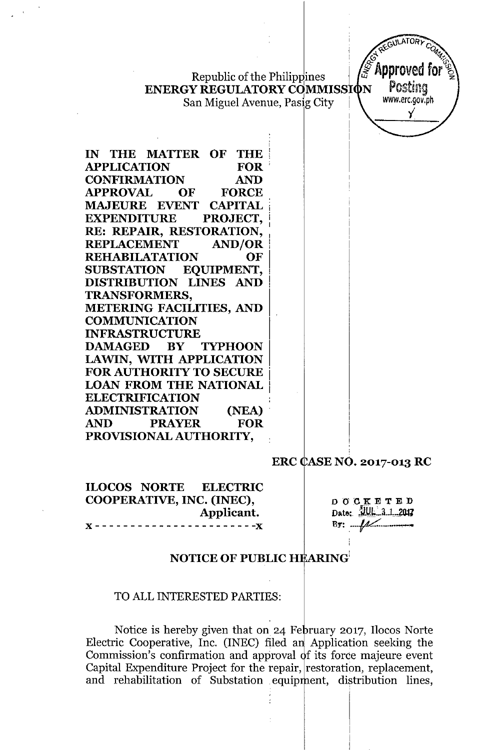Republic of the Philippines
**ENERGY REGULATORY COMMISSION**
San Miguel Avenue, Pasig City

Approved for Posting
www.erc.gov.ph

**IN THE MATTER OF THE APPLICATION FOR CONFIRMATION AND APPROVAL OF FORCE MAJEURE EVENT CAPITAL EXPENDITURE PROJECT, RE: REPAIR, RESTORATION, REPLACEMENT AND/OR REHABILATATION OF SUBSTATION EQUIPMENT, DISTRIBUTION LINES AND TRANSFORMERS, METERING FACILITIES, AND COMMUNICATION INFRASTRUCTURE DAMAGED BY TYPHOON LAWIN, WITH APPLICATION FOR AUTHORITY TO SECURE LOAN FROM THE NATIONAL ELECTRIFICATION ADMINISTRATION (NEA) AND PRAYER FOR PROVISIONAL AUTHORITY,**

**ERC CASE NO. 2017-013 RC**

**ILOCOS NORTE ELECTRIC COOPERATIVE, INC. (INEC),**
**Applicant.**
x - - - - - - - - - - - - - - - - - - - - - - -x

DOCKETED
Date: JUL 31 2017
By: ____

## NOTICE OF PUBLIC HEARING

TO ALL INTERESTED PARTIES:

Notice is hereby given that on 24 February 2017, Ilocos Norte Electric Cooperative, Inc. (INEC) filed an Application seeking the Commission's confirmation and approval of its force majeure event Capital Expenditure Project for the repair, restoration, replacement, and rehabilitation of Substation equipment, distribution lines,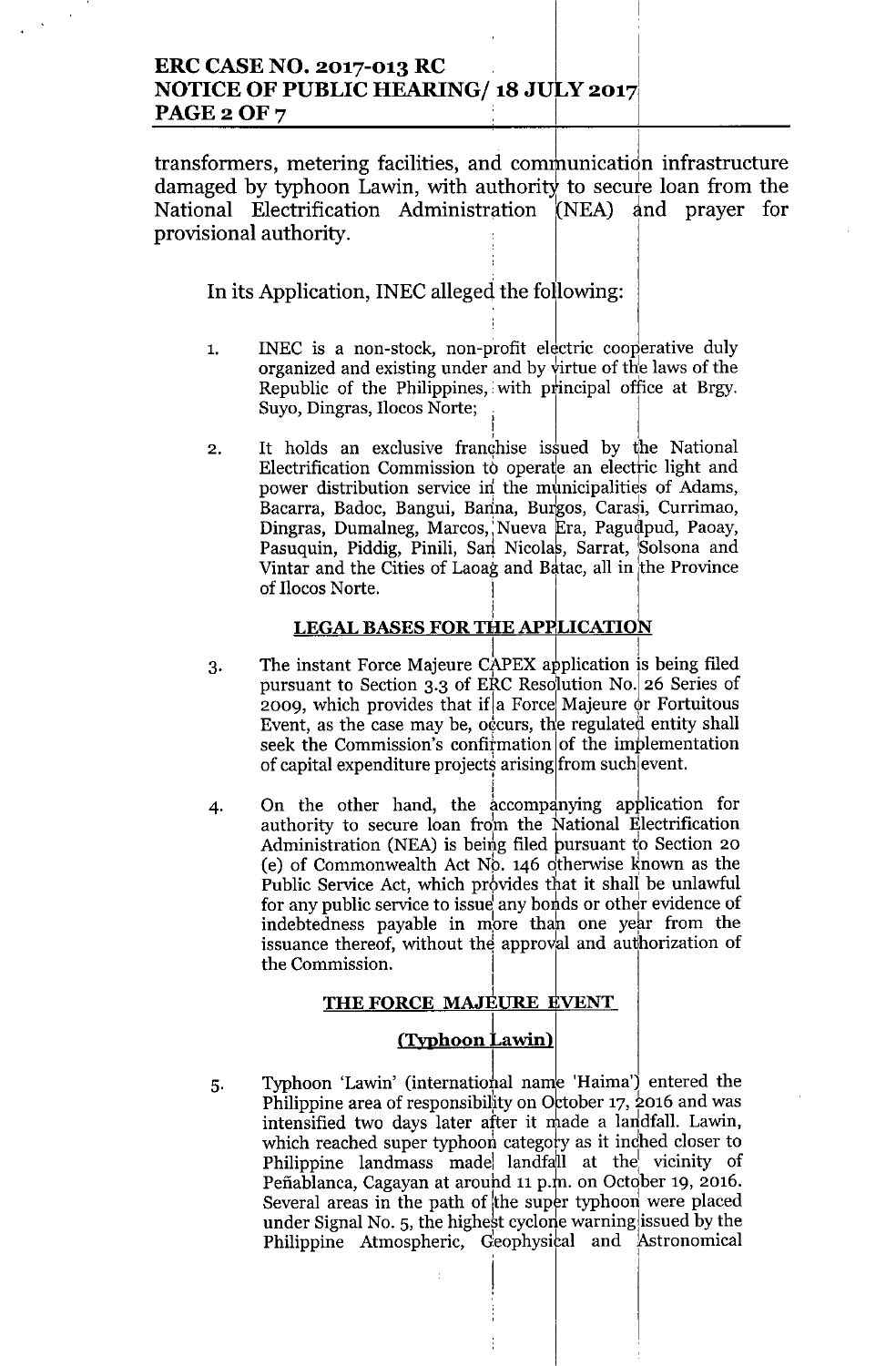transformers, metering facilities, and communication infrastructure damaged by typhoon Lawin, with authority to secure loan from the National Electrification Administration (NEA) and prayer for provisional authority.

In its Application, INEC alleged the following:

1. INEC is a non-stock, non-profit electric cooperative duly organized and existing under and by virtue of the laws of the Republic of the Philippines, with principal office at Brgy. Suyo, Dingras, Ilocos Norte;

2. It holds an exclusive franchise issued by the National Electrification Commission to operate an electric light and power distribution service in the municipalities of Adams, Bacarra, Badoc, Bangui, Banna, Burgos, Carasi, Currimao, Dingras, Dumalneg, Marcos, Nueva Era, Pagudpud, Paoay, Pasuquin, Piddig, Pinili, San Nicolas, Sarrat, Solsona and Vintar and the Cities of Laoag and Batac, all in the Province of Ilocos Norte.

**LEGAL BASES FOR THE APPLICATION**

3. The instant Force Majeure CAPEX application is being filed pursuant to Section 3.3 of ERC Resolution No. 26 Series of 2009, which provides that if a Force Majeure or Fortuitous Event, as the case may be, occurs, the regulated entity shall seek the Commission's confirmation of the implementation of capital expenditure projects arising from such event.

4. On the other hand, the accompanying application for authority to secure loan from the National Electrification Administration (NEA) is being filed pursuant to Section 20 (e) of Commonwealth Act No. 146 otherwise known as the Public Service Act, which provides that it shall be unlawful for any public service to issue any bonds or other evidence of indebtedness payable in more than one year from the issuance thereof, without the approval and authorization of the Commission.

**THE FORCE MAJEURE EVENT**

**(Typhoon Lawin)**

5. Typhoon 'Lawin' (international name 'Haima') entered the Philippine area of responsibility on October 17, 2016 and was intensified two days later after it made a landfall. Lawin, which reached super typhoon category as it inched closer to Philippine landmass made landfall at the vicinity of Peñablanca, Cagayan at around 11 p.m. on October 19, 2016. Several areas in the path of the super typhoon were placed under Signal No. 5, the highest cyclone warning issued by the Philippine Atmospheric, Geophysical and Astronomical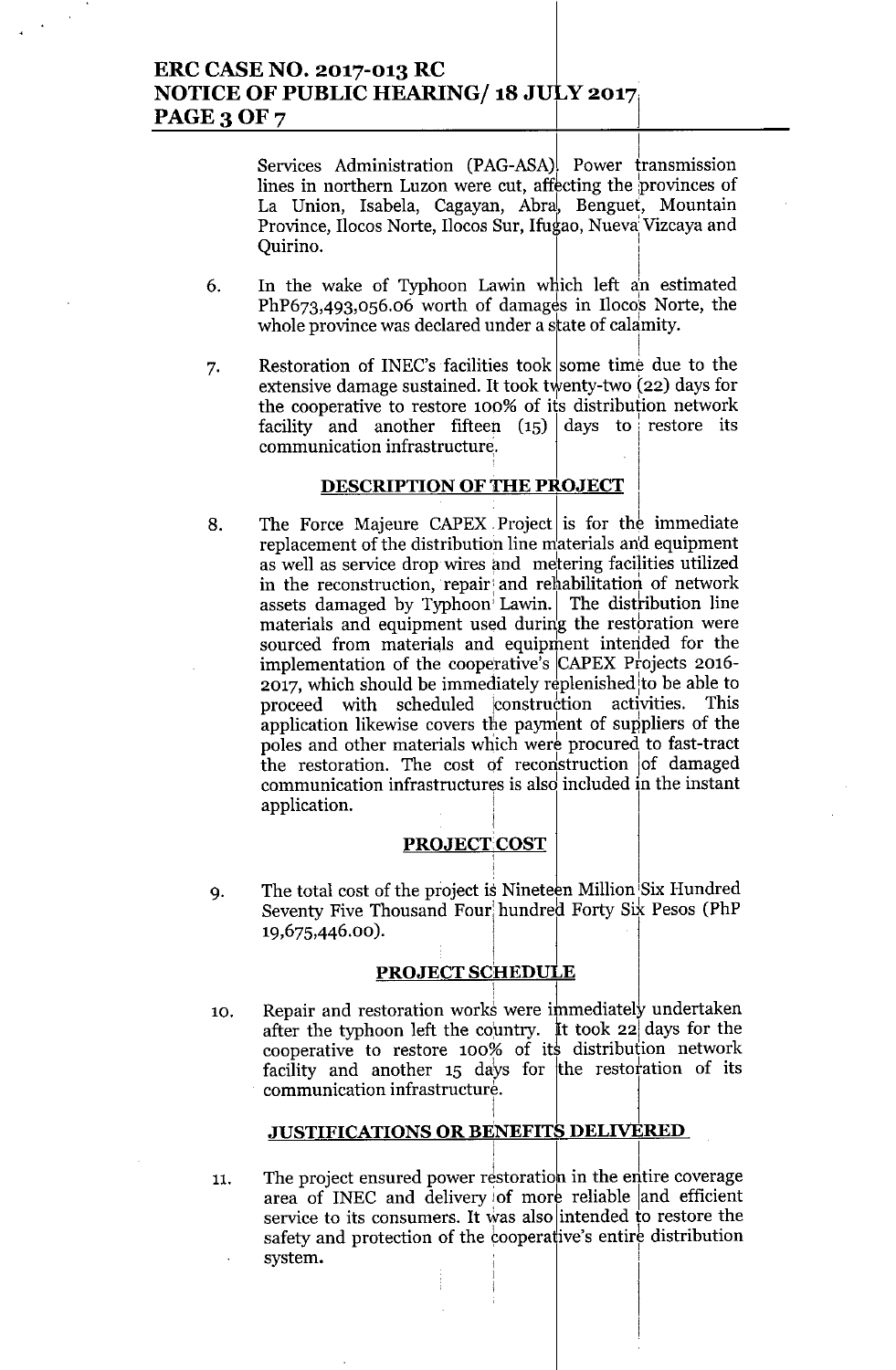Services Administration (PAG-ASA). Power transmission lines in northern Luzon were cut, affecting the provinces of La Union, Isabela, Cagayan, Abra, Benguet, Mountain Province, Ilocos Norte, Ilocos Sur, Ifugao, Nueva Vizcaya and Quirino.

6. In the wake of Typhoon Lawin which left an estimated PhP673,493,056.06 worth of damages in Ilocos Norte, the whole province was declared under a state of calamity.

7. Restoration of INEC's facilities took some time due to the extensive damage sustained. It took twenty-two (22) days for the cooperative to restore 100% of its distribution network facility and another fifteen (15) days to restore its communication infrastructure.

## DESCRIPTION OF THE PROJECT

8. The Force Majeure CAPEX Project is for the immediate replacement of the distribution line materials and equipment as well as service drop wires and metering facilities utilized in the reconstruction, repair and rehabilitation of network assets damaged by Typhoon Lawin. The distribution line materials and equipment used during the restoration were sourced from materials and equipment intended for the implementation of the cooperative's CAPEX Projects 2016-2017, which should be immediately replenished to be able to proceed with scheduled construction activities. This application likewise covers the payment of suppliers of the poles and other materials which were procured to fast-tract the restoration. The cost of reconstruction of damaged communication infrastructures is also included in the instant application.

## PROJECT COST

9. The total cost of the project is Nineteen Million Six Hundred Seventy Five Thousand Four hundred Forty Six Pesos (PhP 19,675,446.00).

## PROJECT SCHEDULE

10. Repair and restoration works were immediately undertaken after the typhoon left the country. It took 22 days for the cooperative to restore 100% of its distribution network facility and another 15 days for the restoration of its communication infrastructure.

## JUSTIFICATIONS OR BENEFITS DELIVERED

11. The project ensured power restoration in the entire coverage area of INEC and delivery of more reliable and efficient service to its consumers. It was also intended to restore the safety and protection of the cooperative's entire distribution system.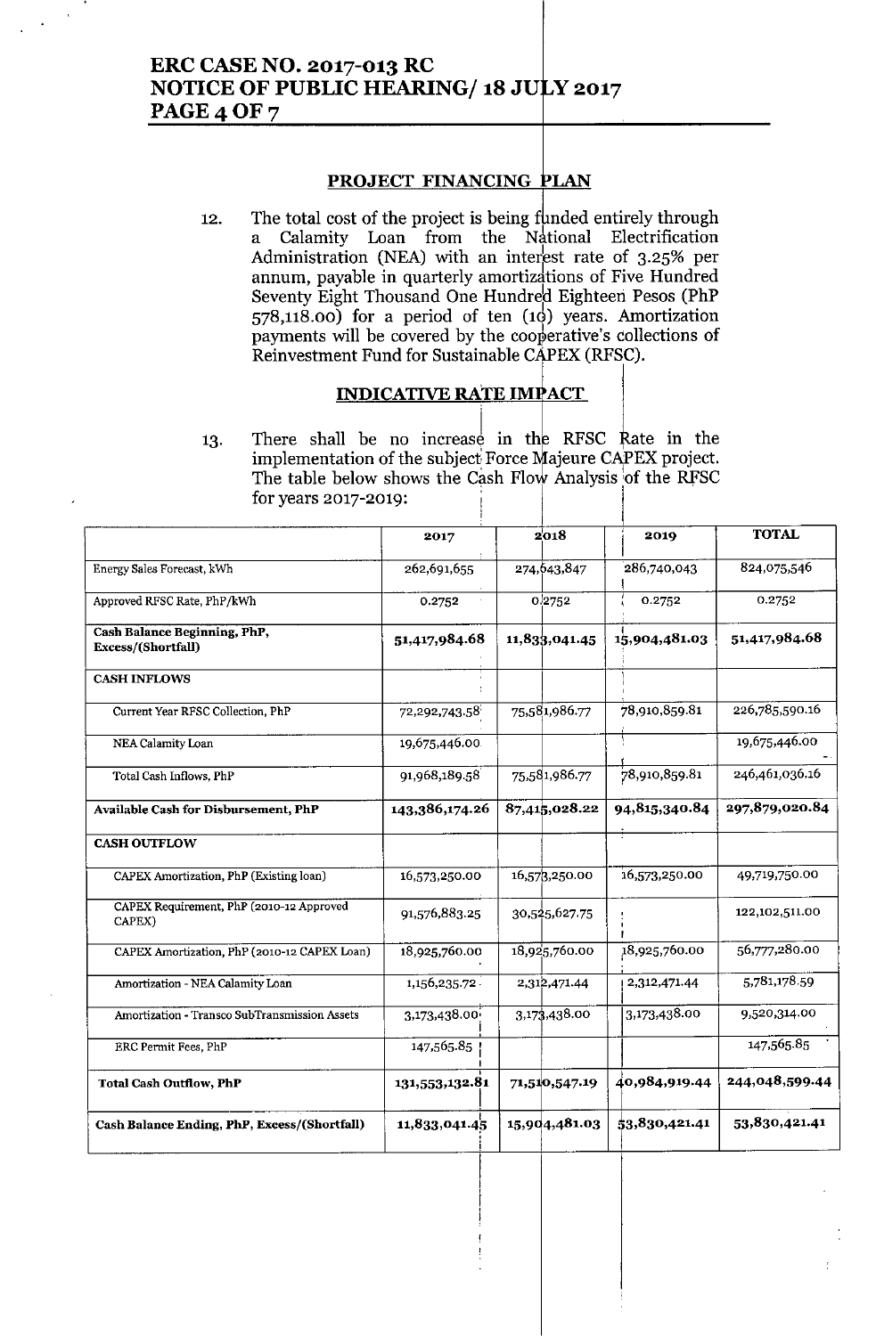## PROJECT FINANCING PLAN

12. The total cost of the project is being funded entirely through a Calamity Loan from the National Electrification Administration (NEA) with an interest rate of 3.25% per annum, payable in quarterly amortizations of Five Hundred Seventy Eight Thousand One Hundred Eighteen Pesos (PhP 578,118.00) for a period of ten (10) years. Amortization payments will be covered by the cooperative's collections of Reinvestment Fund for Sustainable CAPEX (RFSC).

## INDICATIVE RATE IMPACT

13. There shall be no increase in the RFSC Rate in the implementation of the subject Force Majeure CAPEX project. The table below shows the Cash Flow Analysis of the RFSC for years 2017-2019:

| | 2017 | 2018 | 2019 | TOTAL |
|---|---|---|---|---|
| Energy Sales Forecast, kWh | 262,691,655 | 274,643,847 | 286,740,043 | 824,075,546 |
| Approved RFSC Rate, PhP/kWh | 0.2752 | 0.2752 | 0.2752 | 0.2752 |
| **Cash Balance Beginning, PhP, Excess/(Shortfall)** | **51,417,984.68** | **11,833,041.45** | **15,904,481.03** | **51,417,984.68** |
| **CASH INFLOWS** | | | | |
| Current Year RFSC Collection, PhP | 72,292,743.58 | 75,581,986.77 | 78,910,859.81 | 226,785,590.16 |
| NEA Calamity Loan | 19,675,446.00 | | | 19,675,446.00 |
| Total Cash Inflows, PhP | 91,968,189.58 | 75,581,986.77 | 78,910,859.81 | 246,461,036.16 |
| **Available Cash for Disbursement, PhP** | **143,386,174.26** | **87,415,028.22** | **94,815,340.84** | **297,879,020.84** |
| **CASH OUTFLOW** | | | | |
| CAPEX Amortization, PhP (Existing loan) | 16,573,250.00 | 16,573,250.00 | 16,573,250.00 | 49,719,750.00 |
| CAPEX Requirement, PhP (2010-12 Approved CAPEX) | 91,576,883.25 | 30,525,627.75 | | 122,102,511.00 |
| CAPEX Amortization, PhP (2010-12 CAPEX Loan) | 18,925,760.00 | 18,925,760.00 | 18,925,760.00 | 56,777,280.00 |
| Amortization - NEA Calamity Loan | 1,156,235.72 | 2,312,471.44 | 2,312,471.44 | 5,781,178.59 |
| Amortization - Transco SubTransmission Assets | 3,173,438.00 | 3,173,438.00 | 3,173,438.00 | 9,520,314.00 |
| ERC Permit Fees, PhP | 147,565.85 | | | 147,565.85 |
| **Total Cash Outflow, PhP** | **131,553,132.81** | **71,510,547.19** | **40,984,919.44** | **244,048,599.44** |
| **Cash Balance Ending, PhP, Excess/(Shortfall)** | **11,833,041.45** | **15,904,481.03** | **53,830,421.41** | **53,830,421.41** |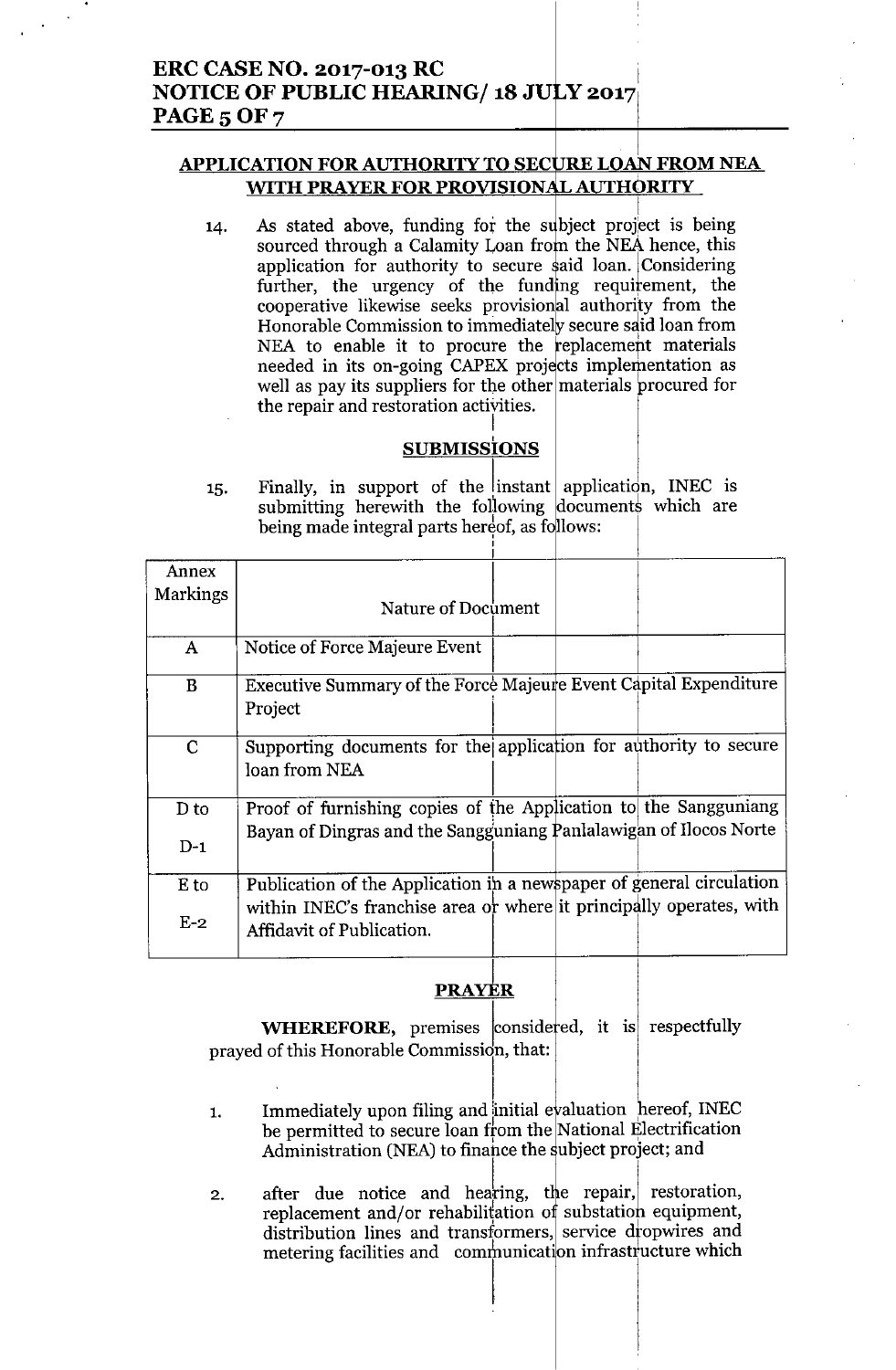## APPLICATION FOR AUTHORITY TO SECURE LOAN FROM NEA WITH PRAYER FOR PROVISIONAL AUTHORITY

14. As stated above, funding for the subject project is being sourced through a Calamity Loan from the NEA hence, this application for authority to secure said loan. Considering further, the urgency of the funding requirement, the cooperative likewise seeks provisional authority from the Honorable Commission to immediately secure said loan from NEA to enable it to procure the replacement materials needed in its on-going CAPEX projects implementation as well as pay its suppliers for the other materials procured for the repair and restoration activities.

## SUBMISSIONS

15. Finally, in support of the instant application, INEC is submitting herewith the following documents which are being made integral parts hereof, as follows:

| Annex Markings | Nature of Document |
|---|---|
| A | Notice of Force Majeure Event |
| B | Executive Summary of the Force Majeure Event Capital Expenditure Project |
| C | Supporting documents for the application for authority to secure loan from NEA |
| D to D-1 | Proof of furnishing copies of the Application to the Sangguniang Bayan of Dingras and the Sangguniang Panlalawigan of Ilocos Norte |
| E to E-2 | Publication of the Application in a newspaper of general circulation within INEC's franchise area or where it principally operates, with Affidavit of Publication. |

## PRAYER

**WHEREFORE,** premises considered, it is respectfully prayed of this Honorable Commission, that:

1. Immediately upon filing and initial evaluation hereof, INEC be permitted to secure loan from the National Electrification Administration (NEA) to finance the subject project; and

2. after due notice and hearing, the repair, restoration, replacement and/or rehabilitation of substation equipment, distribution lines and transformers, service dropwires and metering facilities and communication infrastructure which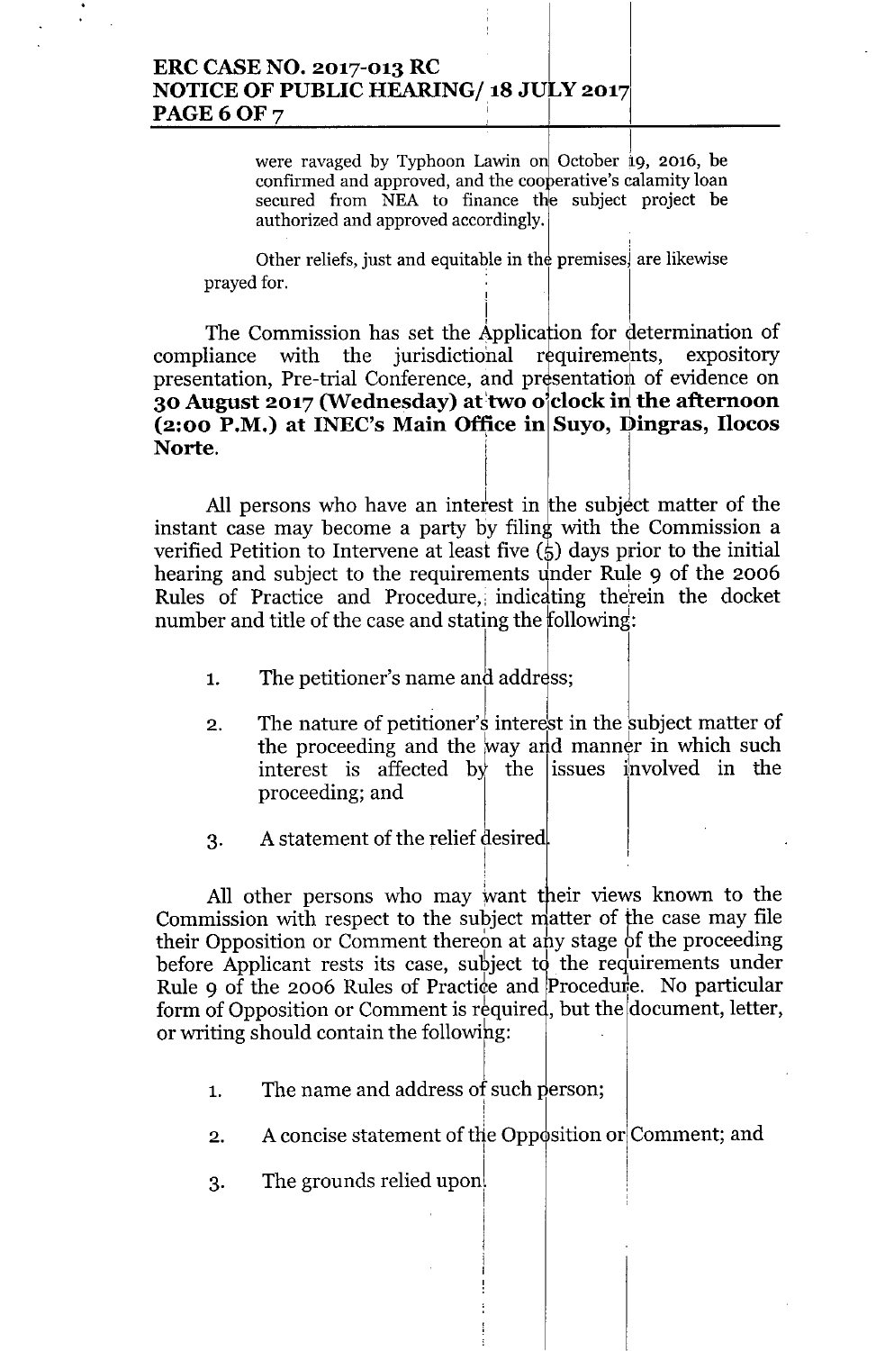were ravaged by Typhoon Lawin on October 19, 2016, be confirmed and approved, and the cooperative's calamity loan secured from NEA to finance the subject project be authorized and approved accordingly.

Other reliefs, just and equitable in the premises, are likewise prayed for.

The Commission has set the Application for determination of compliance with the jurisdictional requirements, expository presentation, Pre-trial Conference, and presentation of evidence on **30 August 2017 (Wednesday) at two o'clock in the afternoon (2:00 P.M.) at INEC's Main Office in Suyo, Dingras, Ilocos Norte.**

All persons who have an interest in the subject matter of the instant case may become a party by filing with the Commission a verified Petition to Intervene at least five (5) days prior to the initial hearing and subject to the requirements under Rule 9 of the 2006 Rules of Practice and Procedure, indicating therein the docket number and title of the case and stating the following:

1. The petitioner's name and address;
2. The nature of petitioner's interest in the subject matter of the proceeding and the way and manner in which such interest is affected by the issues involved in the proceeding; and
3. A statement of the relief desired.

All other persons who may want their views known to the Commission with respect to the subject matter of the case may file their Opposition or Comment thereon at any stage of the proceeding before Applicant rests its case, subject to the requirements under Rule 9 of the 2006 Rules of Practice and Procedure. No particular form of Opposition or Comment is required, but the document, letter, or writing should contain the following:

1. The name and address of such person;
2. A concise statement of the Opposition or Comment; and
3. The grounds relied upon.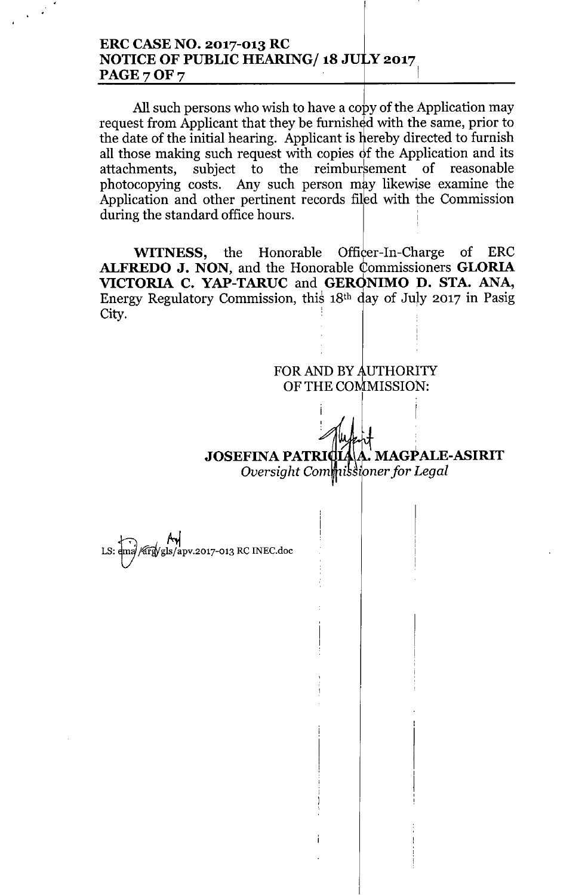All such persons who wish to have a copy of the Application may request from Applicant that they be furnished with the same, prior to the date of the initial hearing. Applicant is hereby directed to furnish all those making such request with copies of the Application and its attachments, subject to the reimbursement of reasonable photocopying costs. Any such person may likewise examine the Application and other pertinent records filed with the Commission during the standard office hours.

**WITNESS,** the Honorable Officer-In-Charge of ERC **ALFREDO J. NON**, and the Honorable Commissioners **GLORIA VICTORIA C. YAP-TARUC** and **GERONIMO D. STA. ANA,** Energy Regulatory Commission, this 18th day of July 2017 in Pasig City.

FOR AND BY AUTHORITY
OF THE COMMISSION:

**JOSEFINA PATRICIA A. MAGPALE-ASIRIT**
*Oversight Commissioner for Legal*

LS: ema/arg/gls/apv.2017-013 RC INEC.doc